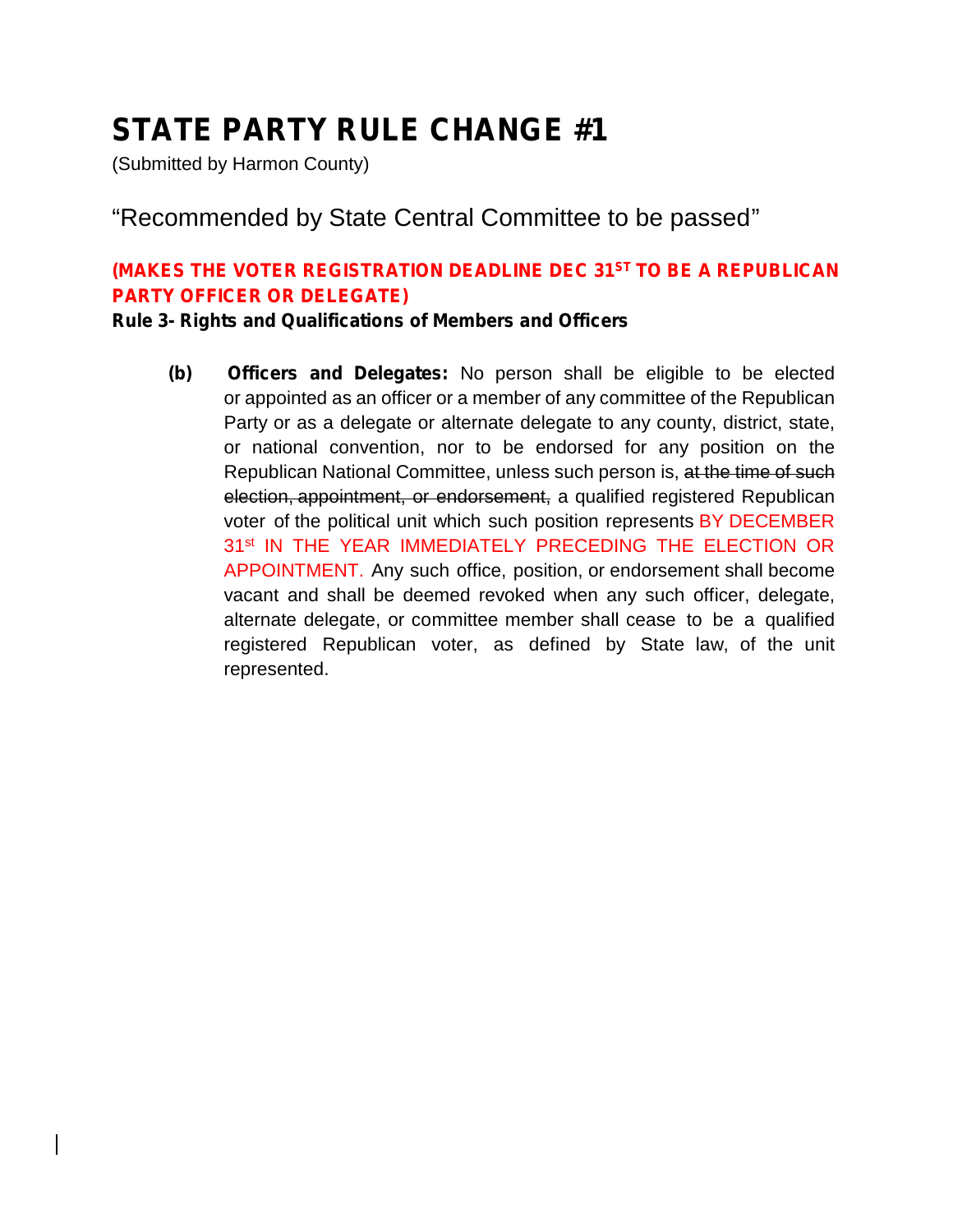# STATE PARTY RULE CHANGE #1

(Submitted by Harmon County)

"Recommended by State Central Committee to be passed"

**(MAKES THE VOTER REGISTRATION DEADLINE DEC 31ST TO BE A REPUBLICAN PARTY OFFICER OR DELEGATE)**

**Rule 3- Rights and Qualifications of Members and Officers**

**(b)** **Officers and Delegates:** No person shall be eligible to be elected or appointed as an officer or a member of any committee of the Republican Party or as a delegate or alternate delegate to any county, district, state, or national convention, nor to be endorsed for any position on the Republican National Committee, unless such person is, ~~at the time of such election, appointment, or endorsement,~~ a qualified registered Republican voter of the political unit which such position represents BY DECEMBER 31st IN THE YEAR IMMEDIATELY PRECEDING THE ELECTION OR APPOINTMENT. Any such office, position, or endorsement shall become vacant and shall be deemed revoked when any such officer, delegate, alternate delegate, or committee member shall cease to be a qualified registered Republican voter, as defined by State law, of the unit represented.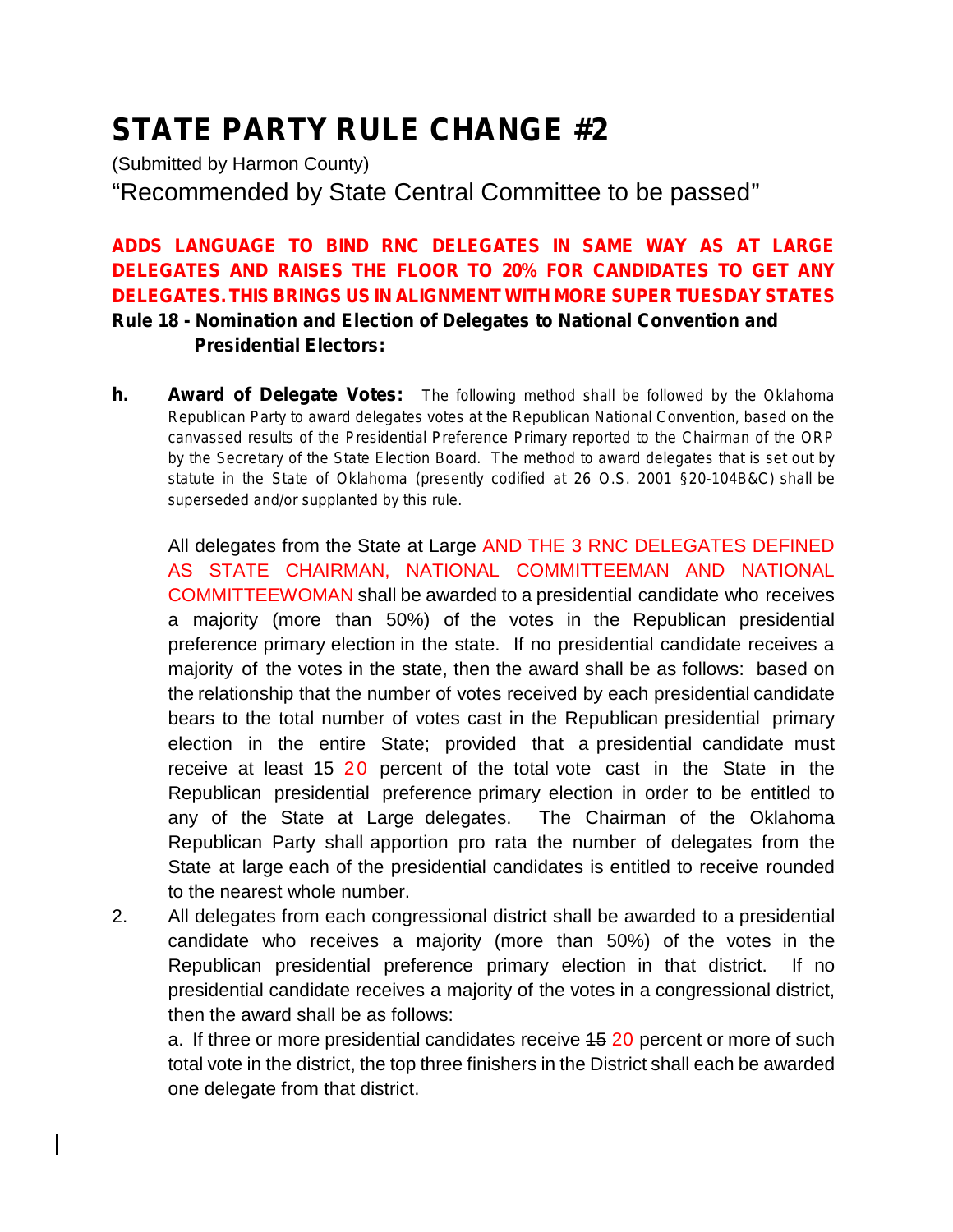# STATE PARTY RULE CHANGE #2

(Submitted by Harmon County)

"Recommended by State Central Committee to be passed"

**ADDS LANGUAGE TO BIND RNC DELEGATES IN SAME WAY AS AT LARGE DELEGATES AND RAISES THE FLOOR TO 20% FOR CANDIDATES TO GET ANY DELEGATES. THIS BRINGS US IN ALIGNMENT WITH MORE SUPER TUESDAY STATES**

**Rule 18 - Nomination and Election of Delegates to National Convention and Presidential Electors:**

**h. Award of Delegate Votes:** The following method shall be followed by the Oklahoma Republican Party to award delegates votes at the Republican National Convention, based on the canvassed results of the Presidential Preference Primary reported to the Chairman of the ORP by the Secretary of the State Election Board. The method to award delegates that is set out by statute in the State of Oklahoma (presently codified at 26 O.S. 2001 §20-104B&C) shall be superseded and/or supplanted by this rule.

All delegates from the State at Large AND THE 3 RNC DELEGATES DEFINED AS STATE CHAIRMAN, NATIONAL COMMITTEEMAN AND NATIONAL COMMITTEEWOMAN shall be awarded to a presidential candidate who receives a majority (more than 50%) of the votes in the Republican presidential preference primary election in the state. If no presidential candidate receives a majority of the votes in the state, then the award shall be as follows: based on the relationship that the number of votes received by each presidential candidate bears to the total number of votes cast in the Republican presidential primary election in the entire State; provided that a presidential candidate must receive at least ~~15~~ 20 percent of the total vote cast in the State in the Republican presidential preference primary election in order to be entitled to any of the State at Large delegates. The Chairman of the Oklahoma Republican Party shall apportion pro rata the number of delegates from the State at large each of the presidential candidates is entitled to receive rounded to the nearest whole number.

2. All delegates from each congressional district shall be awarded to a presidential candidate who receives a majority (more than 50%) of the votes in the Republican presidential preference primary election in that district. If no presidential candidate receives a majority of the votes in a congressional district, then the award shall be as follows:

   a. If three or more presidential candidates receive ~~15~~ 20 percent or more of such total vote in the district, the top three finishers in the District shall each be awarded one delegate from that district.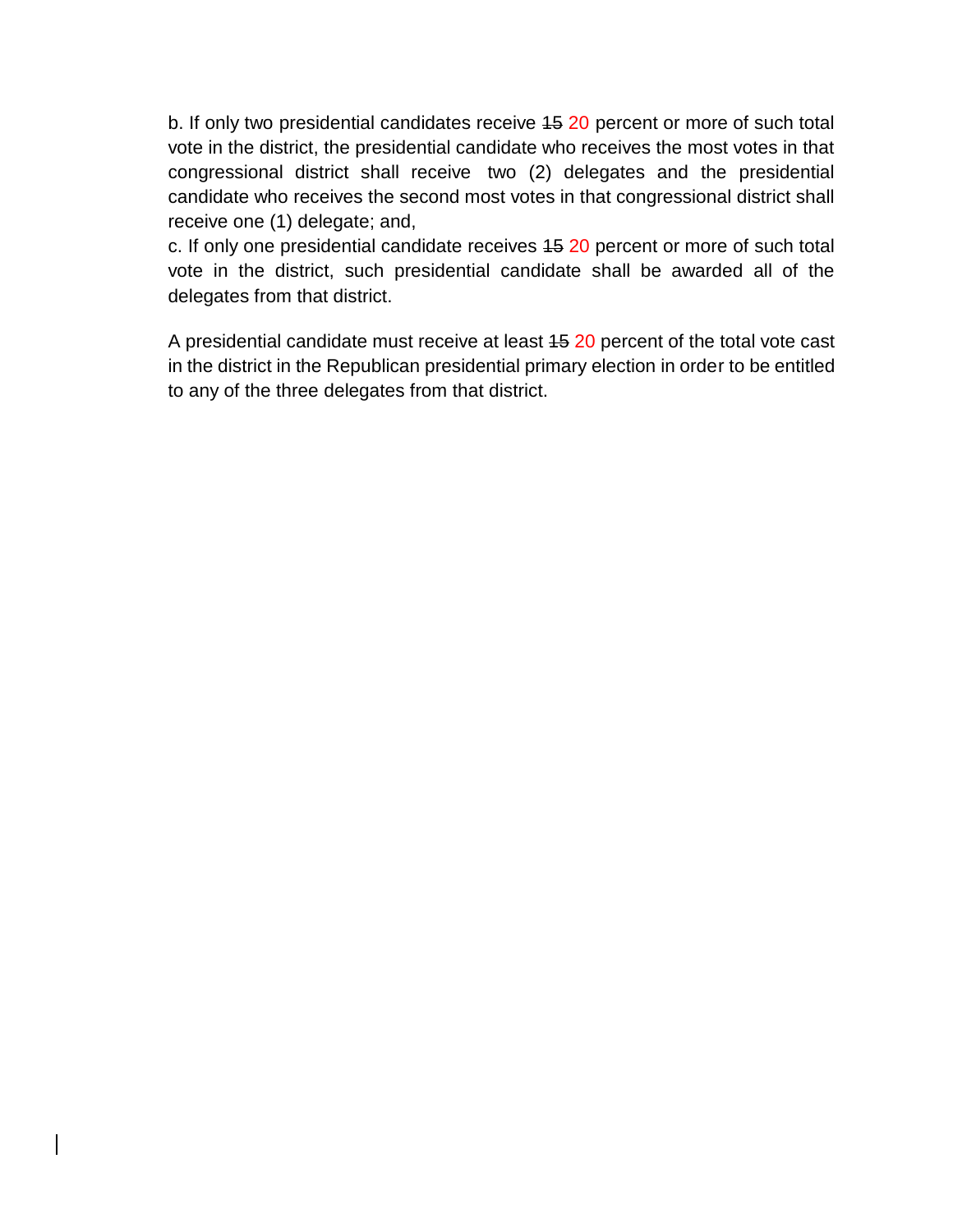b. If only two presidential candidates receive ~~15~~ 20 percent or more of such total vote in the district, the presidential candidate who receives the most votes in that congressional district shall receive two (2) delegates and the presidential candidate who receives the second most votes in that congressional district shall receive one (1) delegate; and,

c. If only one presidential candidate receives ~~15~~ 20 percent or more of such total vote in the district, such presidential candidate shall be awarded all of the delegates from that district.

A presidential candidate must receive at least ~~15~~ 20 percent of the total vote cast in the district in the Republican presidential primary election in order to be entitled to any of the three delegates from that district.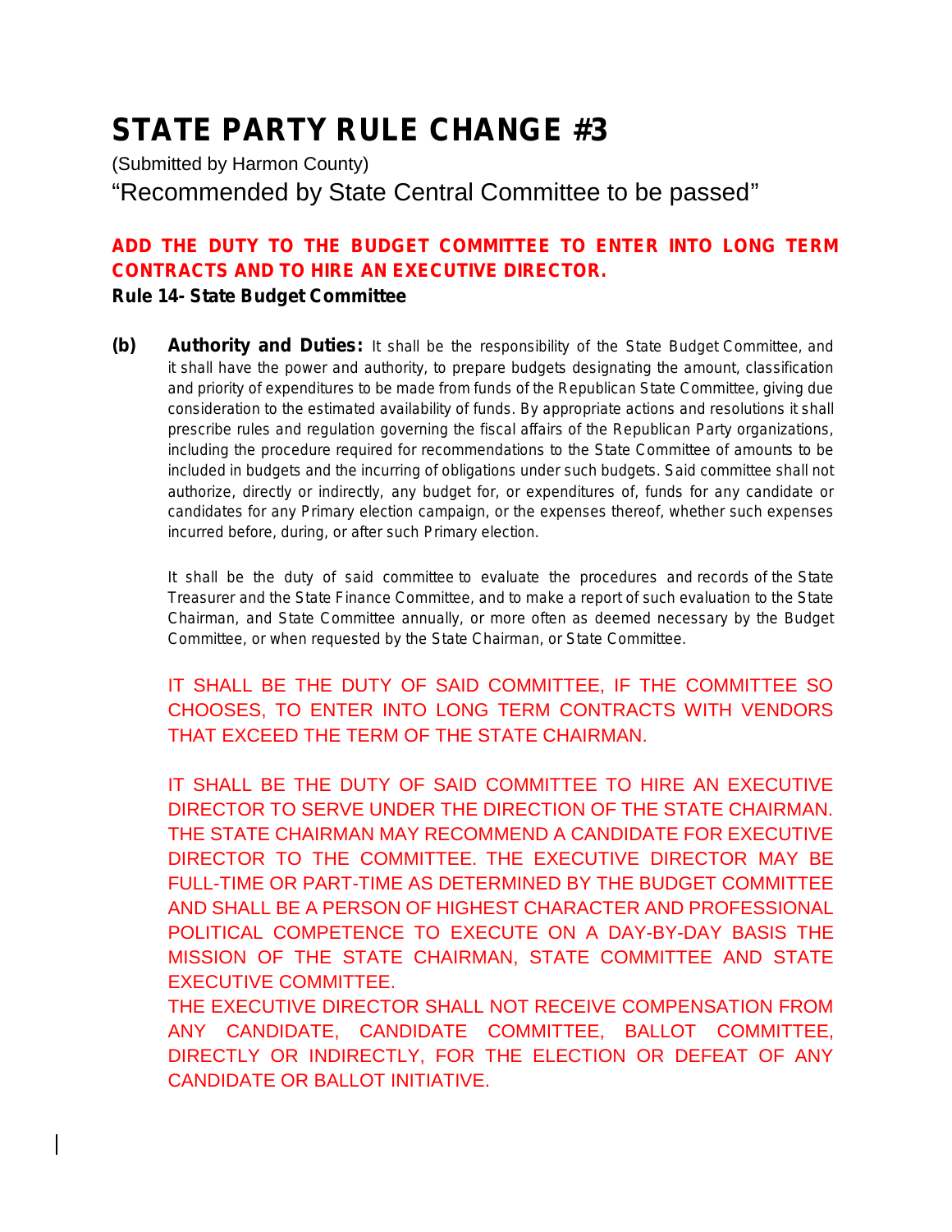# STATE PARTY RULE CHANGE #3

(Submitted by Harmon County)

"Recommended by State Central Committee to be passed"

**ADD THE DUTY TO THE BUDGET COMMITTEE TO ENTER INTO LONG TERM CONTRACTS AND TO HIRE AN EXECUTIVE DIRECTOR.**

**Rule 14- State Budget Committee**

**(b) Authority and Duties:** It shall be the responsibility of the State Budget Committee, and it shall have the power and authority, to prepare budgets designating the amount, classification and priority of expenditures to be made from funds of the Republican State Committee, giving due consideration to the estimated availability of funds. By appropriate actions and resolutions it shall prescribe rules and regulation governing the fiscal affairs of the Republican Party organizations, including the procedure required for recommendations to the State Committee of amounts to be included in budgets and the incurring of obligations under such budgets. Said committee shall not authorize, directly or indirectly, any budget for, or expenditures of, funds for any candidate or candidates for any Primary election campaign, or the expenses thereof, whether such expenses incurred before, during, or after such Primary election.

It shall be the duty of said committee to evaluate the procedures and records of the State Treasurer and the State Finance Committee, and to make a report of such evaluation to the State Chairman, and State Committee annually, or more often as deemed necessary by the Budget Committee, or when requested by the State Chairman, or State Committee.

IT SHALL BE THE DUTY OF SAID COMMITTEE, IF THE COMMITTEE SO CHOOSES, TO ENTER INTO LONG TERM CONTRACTS WITH VENDORS THAT EXCEED THE TERM OF THE STATE CHAIRMAN.

IT SHALL BE THE DUTY OF SAID COMMITTEE TO HIRE AN EXECUTIVE DIRECTOR TO SERVE UNDER THE DIRECTION OF THE STATE CHAIRMAN. THE STATE CHAIRMAN MAY RECOMMEND A CANDIDATE FOR EXECUTIVE DIRECTOR TO THE COMMITTEE. THE EXECUTIVE DIRECTOR MAY BE FULL-TIME OR PART-TIME AS DETERMINED BY THE BUDGET COMMITTEE AND SHALL BE A PERSON OF HIGHEST CHARACTER AND PROFESSIONAL POLITICAL COMPETENCE TO EXECUTE ON A DAY-BY-DAY BASIS THE MISSION OF THE STATE CHAIRMAN, STATE COMMITTEE AND STATE EXECUTIVE COMMITTEE.

THE EXECUTIVE DIRECTOR SHALL NOT RECEIVE COMPENSATION FROM ANY CANDIDATE, CANDIDATE COMMITTEE, BALLOT COMMITTEE, DIRECTLY OR INDIRECTLY, FOR THE ELECTION OR DEFEAT OF ANY CANDIDATE OR BALLOT INITIATIVE.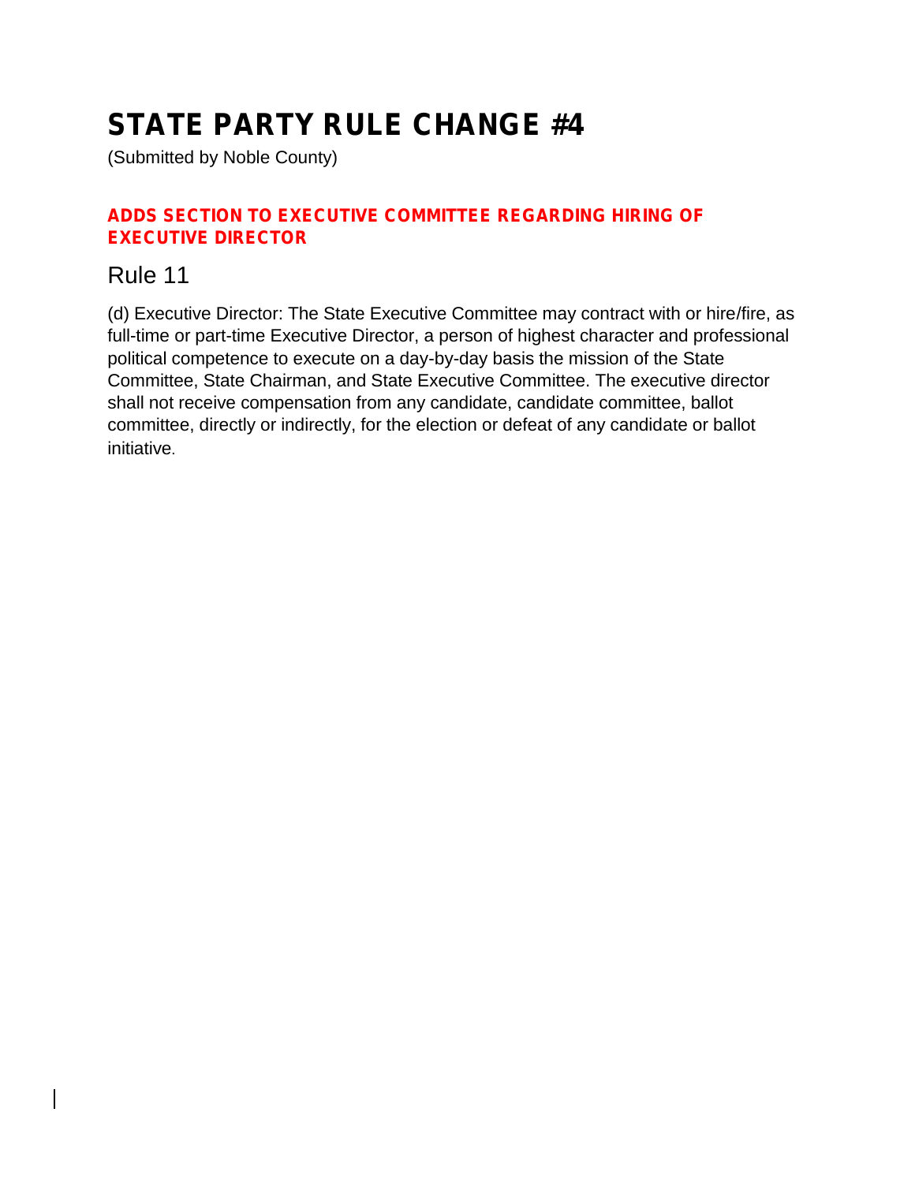# STATE PARTY RULE CHANGE #4

(Submitted by Noble County)

**ADDS SECTION TO EXECUTIVE COMMITTEE REGARDING HIRING OF EXECUTIVE DIRECTOR**

## Rule 11

(d) Executive Director: The State Executive Committee may contract with or hire/fire, as full-time or part-time Executive Director, a person of highest character and professional political competence to execute on a day-by-day basis the mission of the State Committee, State Chairman, and State Executive Committee. The executive director shall not receive compensation from any candidate, candidate committee, ballot committee, directly or indirectly, for the election or defeat of any candidate or ballot initiative.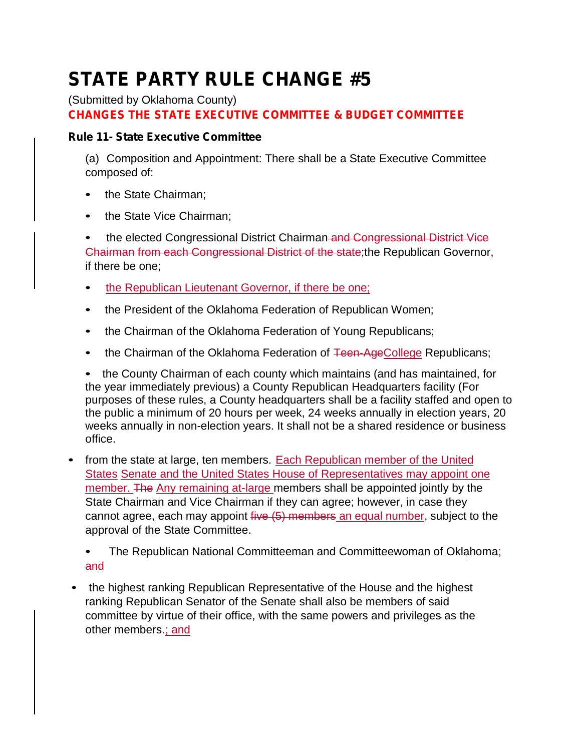# STATE PARTY RULE CHANGE #5

(Submitted by Oklahoma County)

**CHANGES THE STATE EXECUTIVE COMMITTEE & BUDGET COMMITTEE**

**Rule 11- State Executive Committee**

(a) Composition and Appointment: There shall be a State Executive Committee composed of:

- the State Chairman;
- the State Vice Chairman;
- the elected Congressional District Chairman ~~and Congressional District Vice Chairman~~ ~~from each Congressional District of the state~~;the Republican Governor, if there be one;
- <u>the Republican Lieutenant Governor, if there be one;</u>
- the President of the Oklahoma Federation of Republican Women;
- the Chairman of the Oklahoma Federation of Young Republicans;
- the Chairman of the Oklahoma Federation of ~~Teen-Age~~<u>College</u> Republicans;
- the County Chairman of each county which maintains (and has maintained, for the year immediately previous) a County Republican Headquarters facility (For purposes of these rules, a County headquarters shall be a facility staffed and open to the public a minimum of 20 hours per week, 24 weeks annually in election years, 20 weeks annually in non-election years. It shall not be a shared residence or business office.
- from the state at large, ten members. <u>Each Republican member of the United States</u> <u>Senate and the United States House of Representatives may appoint one member.</u> ~~The~~ <u>Any remaining at-large</u> members shall be appointed jointly by the State Chairman and Vice Chairman if they can agree; however, in case they cannot agree, each may appoint ~~five (5) members~~ <u>an equal number</u>, subject to the approval of the State Committee.
- The Republican National Committeeman and Committeewoman of Oklahoma; ~~and~~
- the highest ranking Republican Representative of the House and the highest ranking Republican Senator of the Senate shall also be members of said committee by virtue of their office, with the same powers and privileges as the other members.<u>; and</u>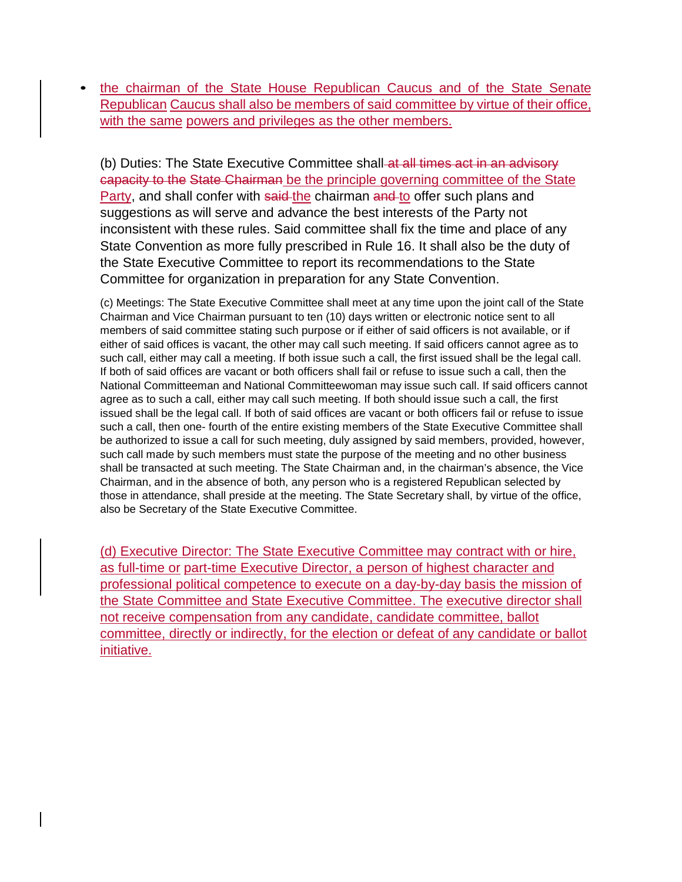- the chairman of the State House Republican Caucus and of the State Senate Republican Caucus shall also be members of said committee by virtue of their office, with the same powers and privileges as the other members.

(b) Duties: The State Executive Committee shall ~~at all times act in an advisory capacity to the State Chairman~~ be the principle governing committee of the State Party, and shall confer with ~~said~~ the chairman ~~and~~ to offer such plans and suggestions as will serve and advance the best interests of the Party not inconsistent with these rules. Said committee shall fix the time and place of any State Convention as more fully prescribed in Rule 16. It shall also be the duty of the State Executive Committee to report its recommendations to the State Committee for organization in preparation for any State Convention.

(c) Meetings: The State Executive Committee shall meet at any time upon the joint call of the State Chairman and Vice Chairman pursuant to ten (10) days written or electronic notice sent to all members of said committee stating such purpose or if either of said officers is not available, or if either of said offices is vacant, the other may call such meeting. If said officers cannot agree as to such call, either may call a meeting. If both issue such a call, the first issued shall be the legal call. If both of said offices are vacant or both officers shall fail or refuse to issue such a call, then the National Committeeman and National Committeewoman may issue such call. If said officers cannot agree as to such a call, either may call such meeting. If both should issue such a call, the first issued shall be the legal call. If both of said offices are vacant or both officers fail or refuse to issue such a call, then one- fourth of the entire existing members of the State Executive Committee shall be authorized to issue a call for such meeting, duly assigned by said members, provided, however, such call made by such members must state the purpose of the meeting and no other business shall be transacted at such meeting. The State Chairman and, in the chairman's absence, the Vice Chairman, and in the absence of both, any person who is a registered Republican selected by those in attendance, shall preside at the meeting. The State Secretary shall, by virtue of the office, also be Secretary of the State Executive Committee.

(d) Executive Director: The State Executive Committee may contract with or hire, as full-time or part-time Executive Director, a person of highest character and professional political competence to execute on a day-by-day basis the mission of the State Committee and State Executive Committee. The executive director shall not receive compensation from any candidate, candidate committee, ballot committee, directly or indirectly, for the election or defeat of any candidate or ballot initiative.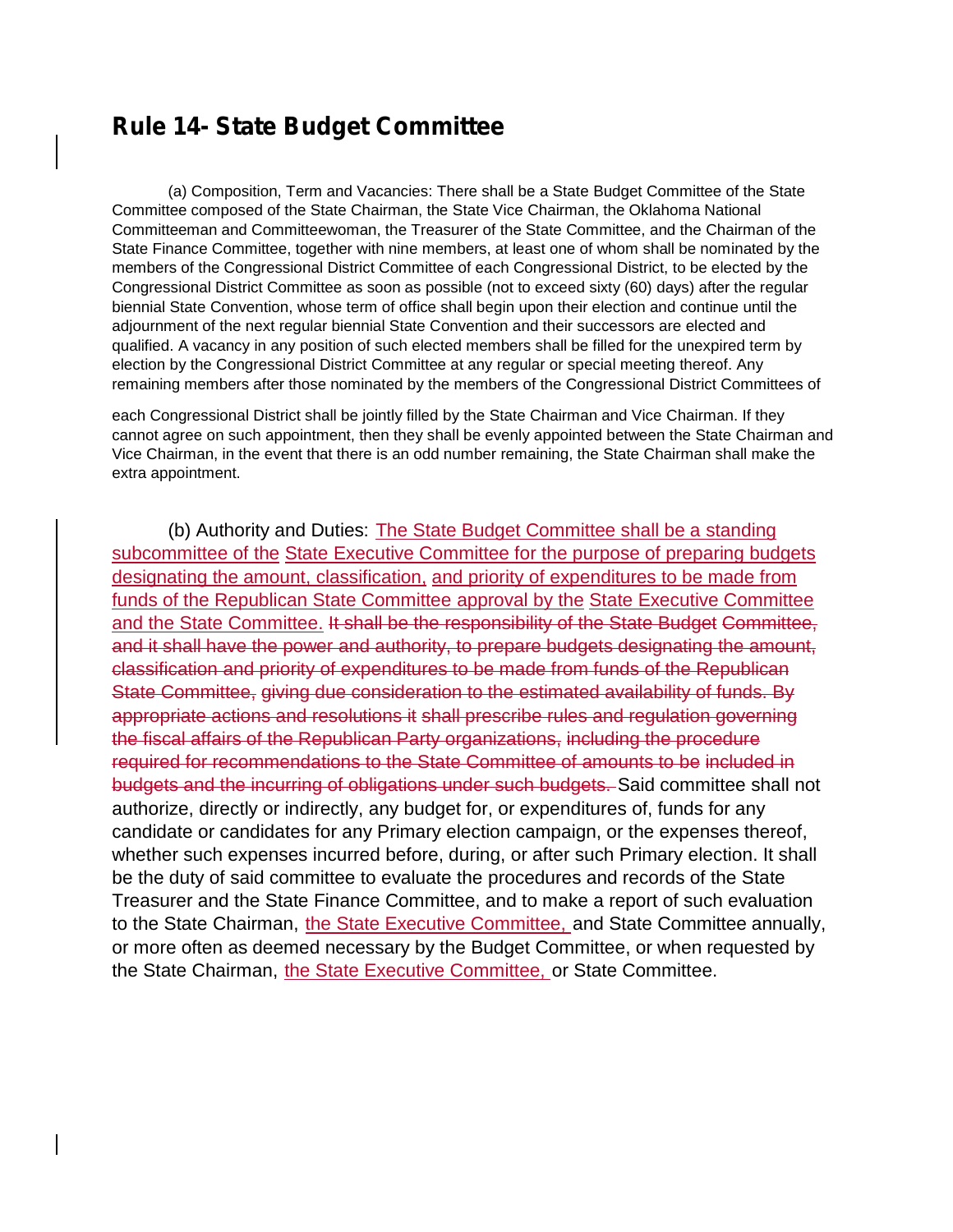# Rule 14- State Budget Committee

(a) Composition, Term and Vacancies: There shall be a State Budget Committee of the State Committee composed of the State Chairman, the State Vice Chairman, the Oklahoma National Committeeman and Committeewoman, the Treasurer of the State Committee, and the Chairman of the State Finance Committee, together with nine members, at least one of whom shall be nominated by the members of the Congressional District Committee of each Congressional District, to be elected by the Congressional District Committee as soon as possible (not to exceed sixty (60) days) after the regular biennial State Convention, whose term of office shall begin upon their election and continue until the adjournment of the next regular biennial State Convention and their successors are elected and qualified. A vacancy in any position of such elected members shall be filled for the unexpired term by election by the Congressional District Committee at any regular or special meeting thereof. Any remaining members after those nominated by the members of the Congressional District Committees of each Congressional District shall be jointly filled by the State Chairman and Vice Chairman. If they cannot agree on such appointment, then they shall be evenly appointed between the State Chairman and Vice Chairman, in the event that there is an odd number remaining, the State Chairman shall make the extra appointment.

(b) Authority and Duties: <u>The State Budget Committee shall be a standing subcommittee of the State Executive Committee for the purpose of preparing budgets designating the amount, classification, and priority of expenditures to be made from funds of the Republican State Committee approval by the State Executive Committee and the State Committee.</u> ~~It shall be the responsibility of the State Budget Committee, and it shall have the power and authority, to prepare budgets designating the amount, classification and priority of expenditures to be made from funds of the Republican State Committee, giving due consideration to the estimated availability of funds. By appropriate actions and resolutions it shall prescribe rules and regulation governing the fiscal affairs of the Republican Party organizations, including the procedure required for recommendations to the State Committee of amounts to be included in budgets and the incurring of obligations under such budgets.~~ Said committee shall not authorize, directly or indirectly, any budget for, or expenditures of, funds for any candidate or candidates for any Primary election campaign, or the expenses thereof, whether such expenses incurred before, during, or after such Primary election. It shall be the duty of said committee to evaluate the procedures and records of the State Treasurer and the State Finance Committee, and to make a report of such evaluation to the State Chairman, <u>the State Executive Committee,</u> and State Committee annually, or more often as deemed necessary by the Budget Committee, or when requested by the State Chairman, <u>the State Executive Committee,</u> or State Committee.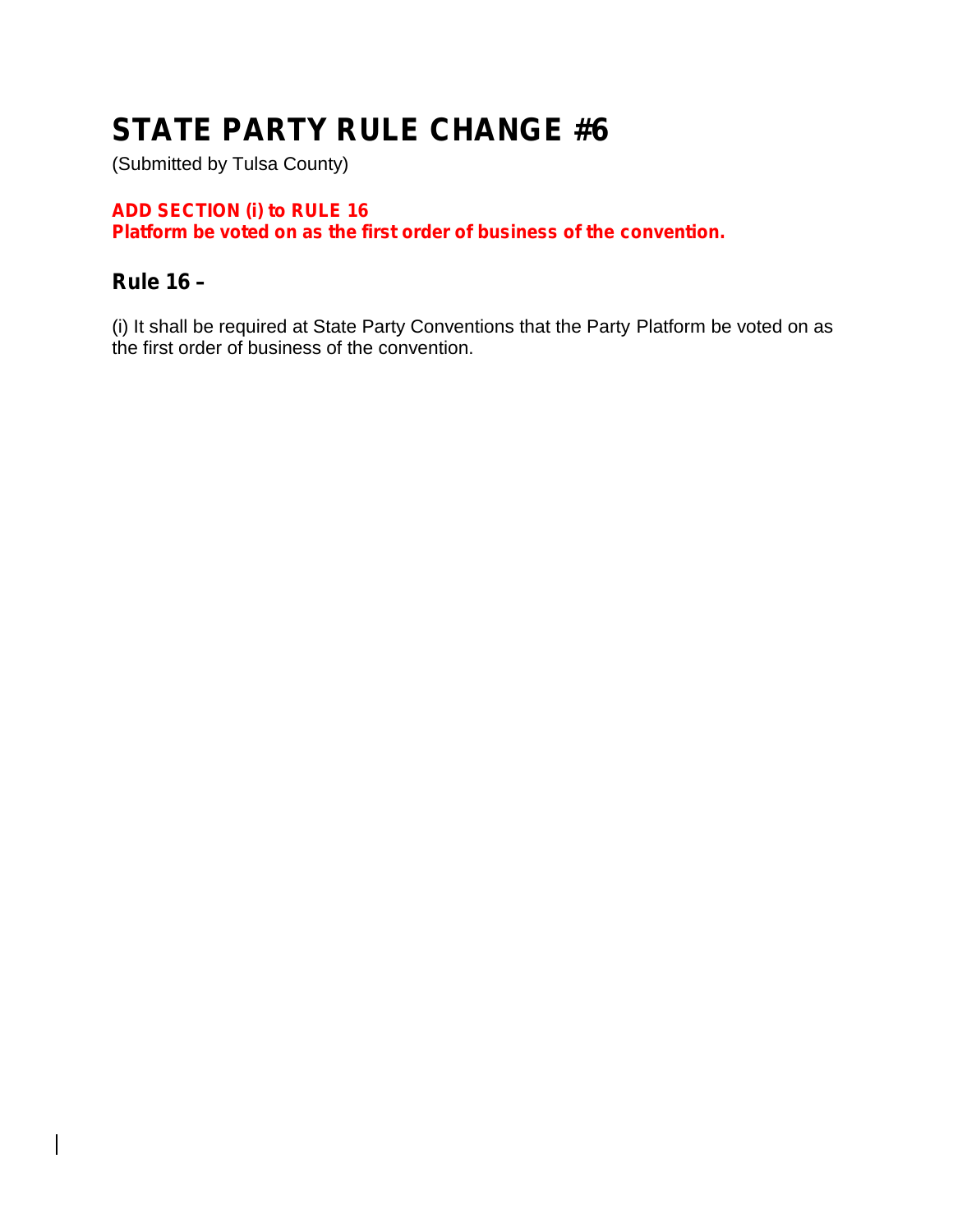# STATE PARTY RULE CHANGE #6

(Submitted by Tulsa County)

**ADD SECTION (i) to RULE 16**
**Platform be voted on as the first order of business of the convention.**

## Rule 16 –

(i) It shall be required at State Party Conventions that the Party Platform be voted on as the first order of business of the convention.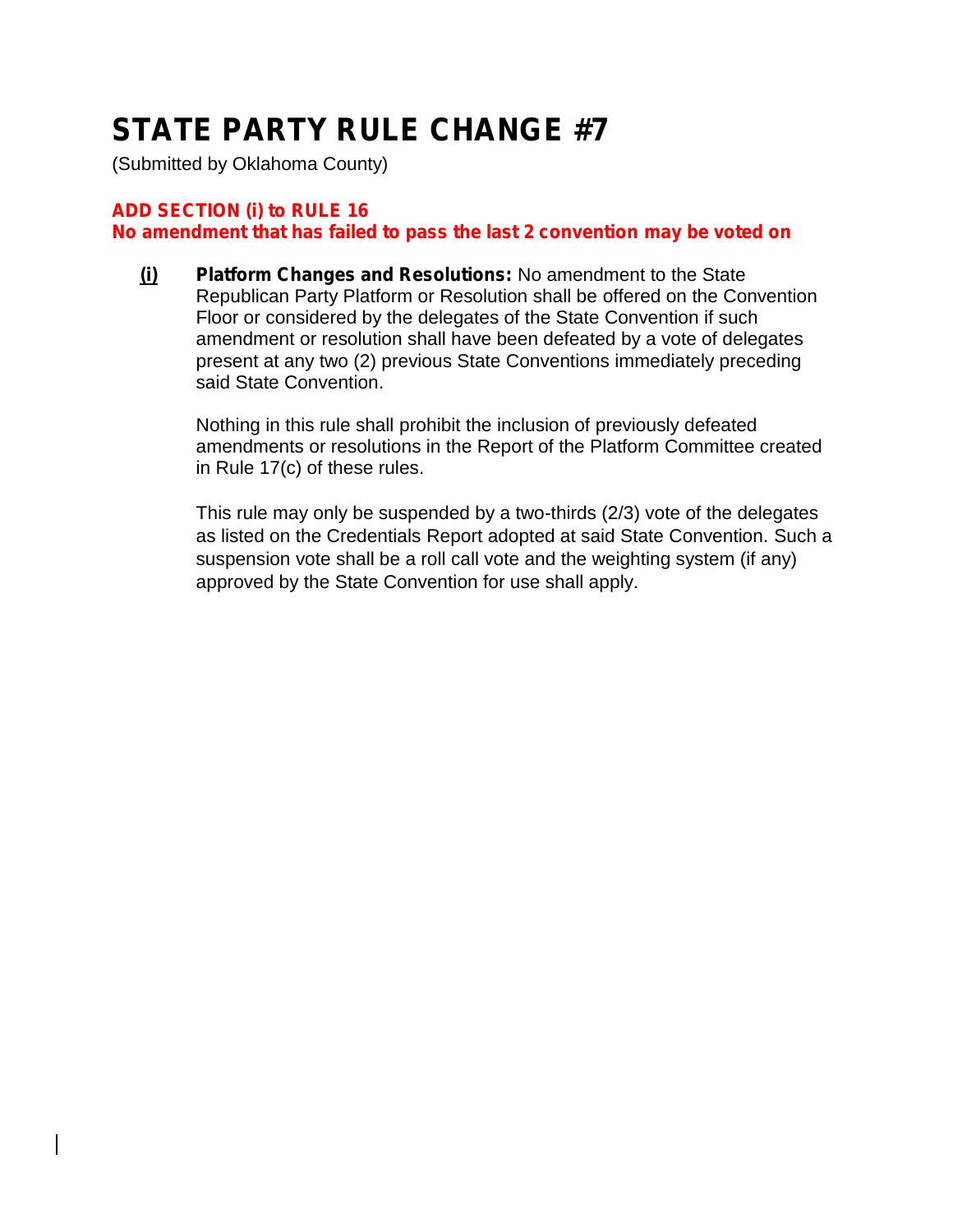# STATE PARTY RULE CHANGE #7

(Submitted by Oklahoma County)

**ADD SECTION (i) to RULE 16**
**No amendment that has failed to pass the last 2 convention may be voted on**

**(i)** **Platform Changes and Resolutions:** No amendment to the State Republican Party Platform or Resolution shall be offered on the Convention Floor or considered by the delegates of the State Convention if such amendment or resolution shall have been defeated by a vote of delegates present at any two (2) previous State Conventions immediately preceding said State Convention.

Nothing in this rule shall prohibit the inclusion of previously defeated amendments or resolutions in the Report of the Platform Committee created in Rule 17(c) of these rules.

This rule may only be suspended by a two-thirds (2/3) vote of the delegates as listed on the Credentials Report adopted at said State Convention. Such a suspension vote shall be a roll call vote and the weighting system (if any) approved by the State Convention for use shall apply.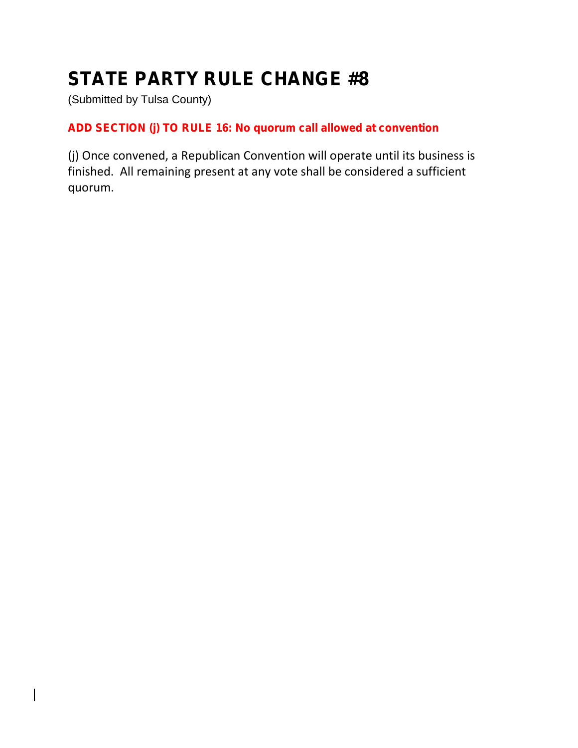# STATE PARTY RULE CHANGE #8

(Submitted by Tulsa County)

**ADD SECTION (j) TO RULE 16: No quorum call allowed at convention**

(j) Once convened, a Republican Convention will operate until its business is finished. All remaining present at any vote shall be considered a sufficient quorum.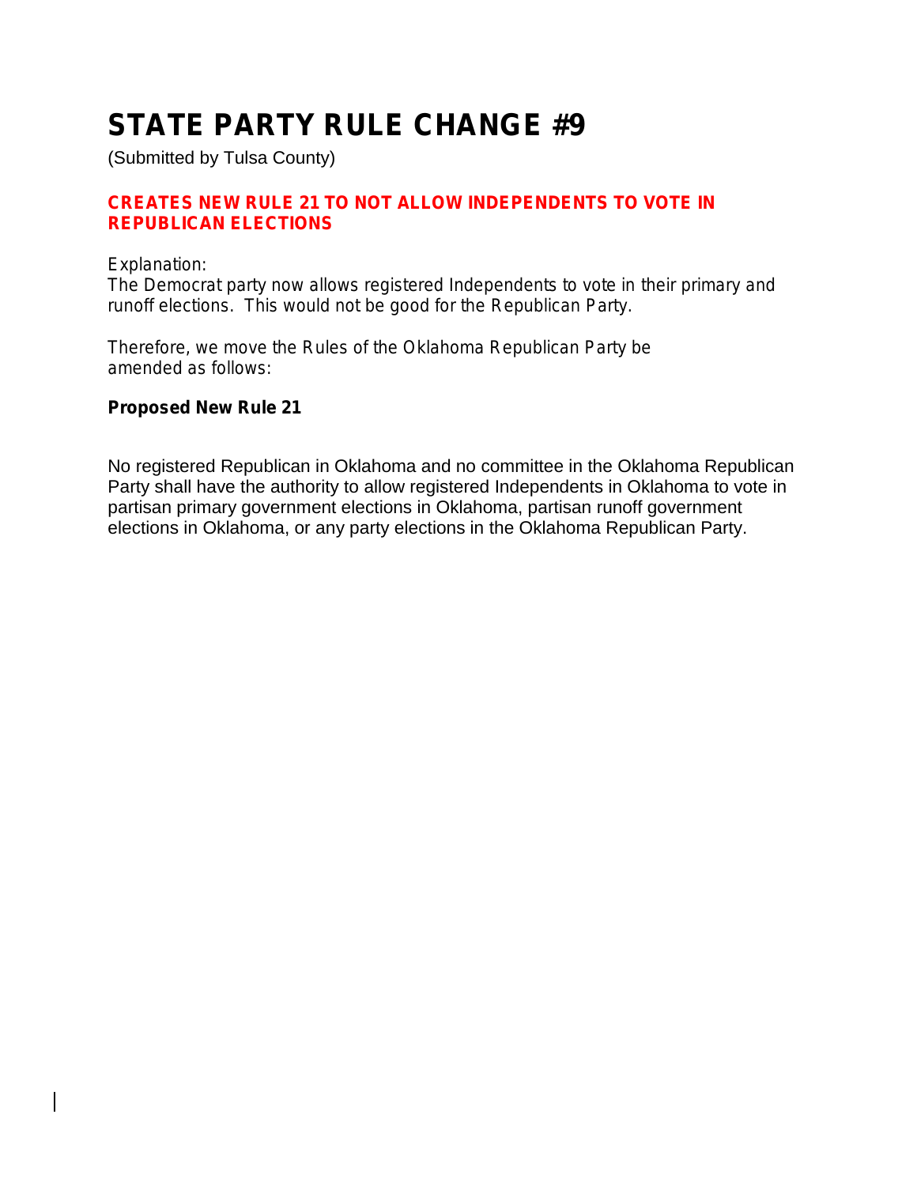# STATE PARTY RULE CHANGE #9

(Submitted by Tulsa County)

## CREATES NEW RULE 21 TO NOT ALLOW INDEPENDENTS TO VOTE IN REPUBLICAN ELECTIONS

Explanation:
The Democrat party now allows registered Independents to vote in their primary and runoff elections. This would not be good for the Republican Party.

Therefore, we move the Rules of the Oklahoma Republican Party be amended as follows:

**Proposed New Rule 21**

No registered Republican in Oklahoma and no committee in the Oklahoma Republican Party shall have the authority to allow registered Independents in Oklahoma to vote in partisan primary government elections in Oklahoma, partisan runoff government elections in Oklahoma, or any party elections in the Oklahoma Republican Party.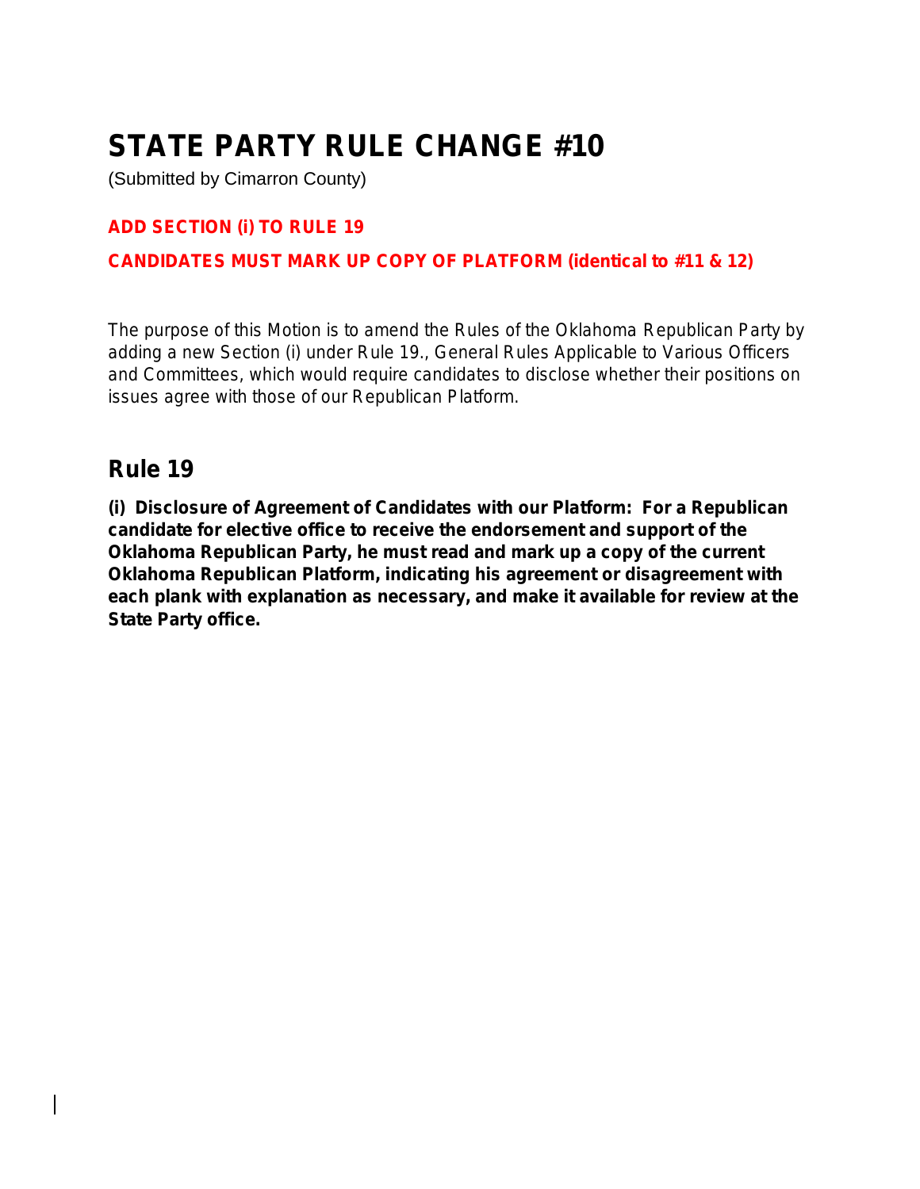# STATE PARTY RULE CHANGE #10

(Submitted by Cimarron County)

**ADD SECTION (i) TO RULE 19**

**CANDIDATES MUST MARK UP COPY OF PLATFORM (identical to #11 & 12)**

The purpose of this Motion is to amend the Rules of the Oklahoma Republican Party by adding a new Section (i) under Rule 19., General Rules Applicable to Various Officers and Committees, which would require candidates to disclose whether their positions on issues agree with those of our Republican Platform.

## Rule 19

**(i) Disclosure of Agreement of Candidates with our Platform: For a Republican candidate for elective office to receive the endorsement and support of the Oklahoma Republican Party, he must read and mark up a copy of the current Oklahoma Republican Platform, indicating his agreement or disagreement with each plank with explanation as necessary, and make it available for review at the State Party office.**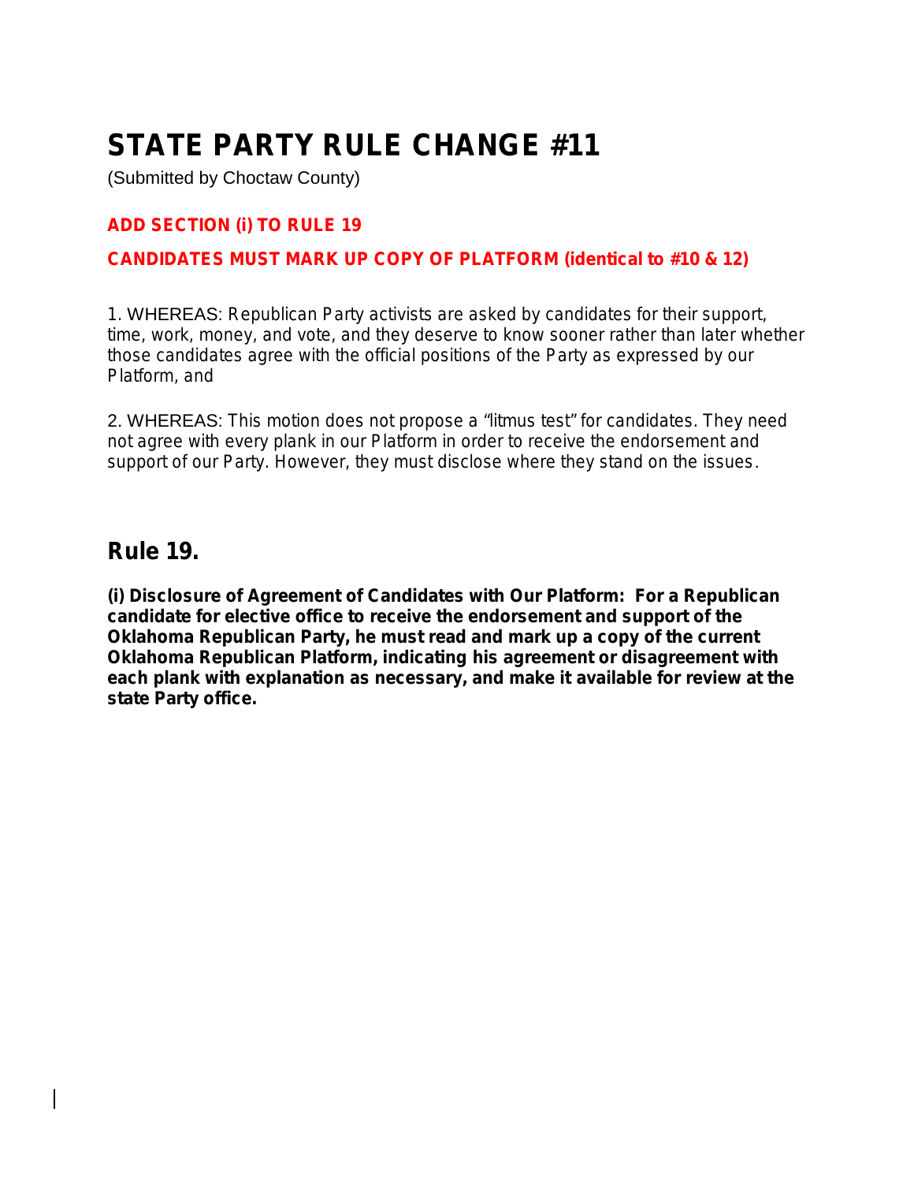# STATE PARTY RULE CHANGE #11

(Submitted by Choctaw County)

**ADD SECTION (i) TO RULE 19**

**CANDIDATES MUST MARK UP COPY OF PLATFORM (identical to #10 & 12)**

1. WHEREAS: Republican Party activists are asked by candidates for their support, time, work, money, and vote, and they deserve to know sooner rather than later whether those candidates agree with the official positions of the Party as expressed by our Platform, and

2. WHEREAS: This motion does not propose a "litmus test" for candidates. They need not agree with every plank in our Platform in order to receive the endorsement and support of our Party. However, they must disclose where they stand on the issues.

## Rule 19.

**(i) Disclosure of Agreement of Candidates with Our Platform: For a Republican candidate for elective office to receive the endorsement and support of the Oklahoma Republican Party, he must read and mark up a copy of the current Oklahoma Republican Platform, indicating his agreement or disagreement with each plank with explanation as necessary, and make it available for review at the state Party office.**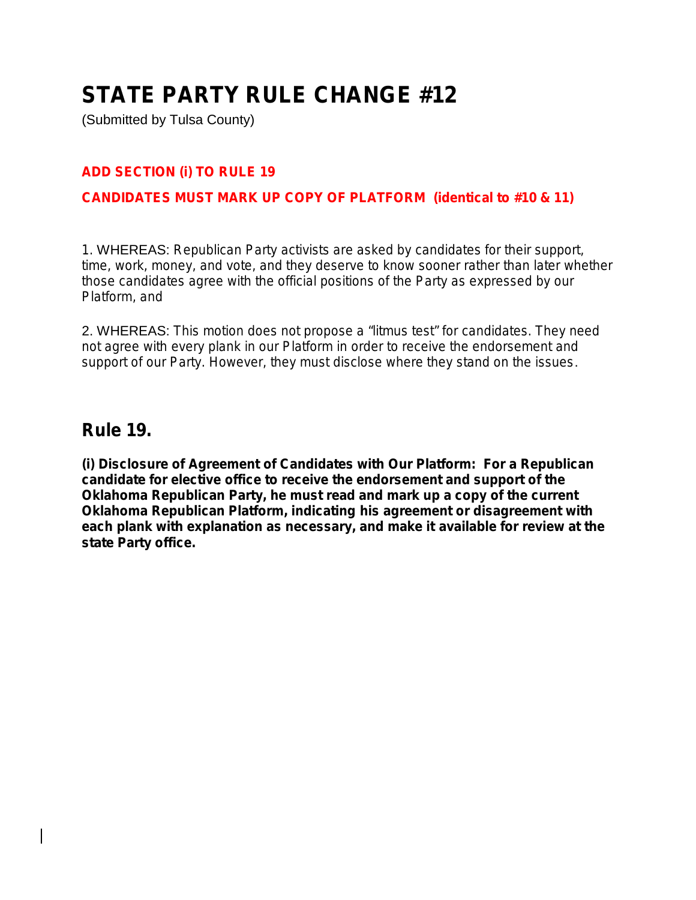# STATE PARTY RULE CHANGE #12

(Submitted by Tulsa County)

**ADD SECTION (i) TO RULE 19**

**CANDIDATES MUST MARK UP COPY OF PLATFORM (identical to #10 & 11)**

1. WHEREAS: Republican Party activists are asked by candidates for their support, time, work, money, and vote, and they deserve to know sooner rather than later whether those candidates agree with the official positions of the Party as expressed by our Platform, and

2. WHEREAS: This motion does not propose a "litmus test" for candidates. They need not agree with every plank in our Platform in order to receive the endorsement and support of our Party. However, they must disclose where they stand on the issues.

## Rule 19.

**(i) Disclosure of Agreement of Candidates with Our Platform: For a Republican candidate for elective office to receive the endorsement and support of the Oklahoma Republican Party, he must read and mark up a copy of the current Oklahoma Republican Platform, indicating his agreement or disagreement with each plank with explanation as necessary, and make it available for review at the state Party office.**